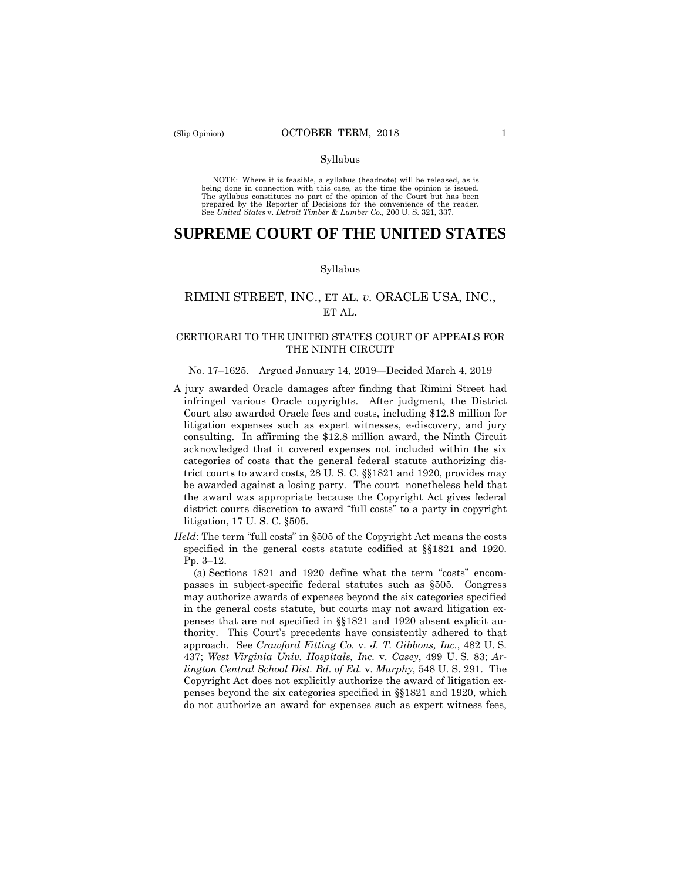Syllabus

NOTE: Where it is feasible, a syllabus (headnote) will be released, as is being done in connection with this case, at the time the opinion is issued. The syllabus constitutes no part of the opinion of the Court but has been prepared by the Reporter of Decisions for the convenience of the reader. See *United States* v. *Detroit Timber & Lumber Co.,* 200 U. S. 321, 337.

# SUPREME COURT OF THE UNITED STATES

Syllabus

## RIMINI STREET, INC., ET AL. *v.* ORACLE USA, INC., ET AL.

### CERTIORARI TO THE UNITED STATES COURT OF APPEALS FOR THE NINTH CIRCUIT

No. 17–1625. Argued January 14, 2019—Decided March 4, 2019

A jury awarded Oracle damages after finding that Rimini Street had infringed various Oracle copyrights. After judgment, the District Court also awarded Oracle fees and costs, including $12.8 million for litigation expenses such as expert witnesses, e-discovery, and jury consulting. In affirming the $12.8 million award, the Ninth Circuit acknowledged that it covered expenses not included within the six categories of costs that the general federal statute authorizing district courts to award costs, 28 U. S. C. §§1821 and 1920, provides may be awarded against a losing party. The court nonetheless held that the award was appropriate because the Copyright Act gives federal district courts discretion to award "full costs" to a party in copyright litigation, 17 U. S. C. §505.

*Held*: The term "full costs" in §505 of the Copyright Act means the costs specified in the general costs statute codified at §§1821 and 1920. Pp. 3–12.

(a) Sections 1821 and 1920 define what the term "costs" encompasses in subject-specific federal statutes such as §505. Congress may authorize awards of expenses beyond the six categories specified in the general costs statute, but courts may not award litigation expenses that are not specified in §§1821 and 1920 absent explicit authority. This Court's precedents have consistently adhered to that approach. See *Crawford Fitting Co.* v. *J. T. Gibbons, Inc.*, 482 U. S. 437; *West Virginia Univ. Hospitals, Inc.* v. *Casey*, 499 U. S. 83; *Arlington Central School Dist. Bd. of Ed.* v. *Murphy*, 548 U. S. 291. The Copyright Act does not explicitly authorize the award of litigation expenses beyond the six categories specified in §§1821 and 1920, which do not authorize an award for expenses such as expert witness fees,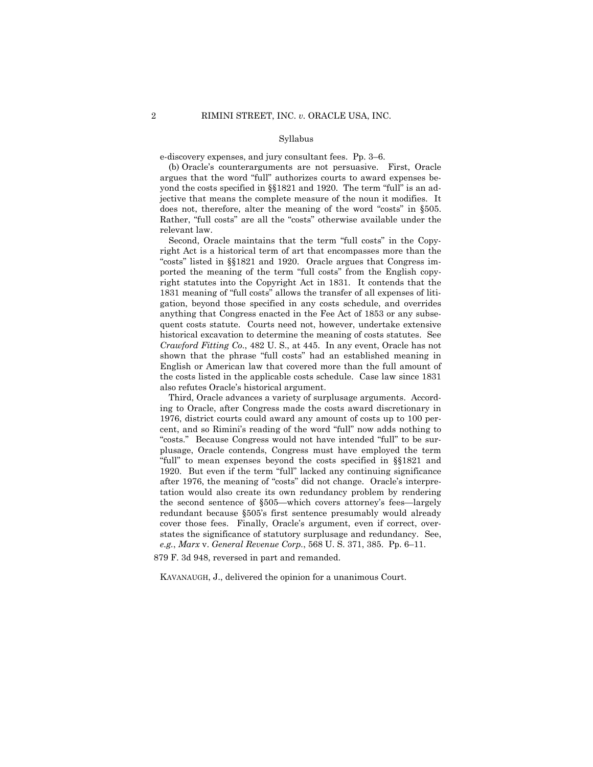e-discovery expenses, and jury consultant fees. Pp. 3–6.

(b) Oracle's counterarguments are not persuasive. First, Oracle argues that the word "full" authorizes courts to award expenses beyond the costs specified in §§1821 and 1920. The term "full" is an adjective that means the complete measure of the noun it modifies. It does not, therefore, alter the meaning of the word "costs" in §505. Rather, "full costs" are all the "costs" otherwise available under the relevant law.

Second, Oracle maintains that the term "full costs" in the Copyright Act is a historical term of art that encompasses more than the "costs" listed in §§1821 and 1920. Oracle argues that Congress imported the meaning of the term "full costs" from the English copyright statutes into the Copyright Act in 1831. It contends that the 1831 meaning of "full costs" allows the transfer of all expenses of litigation, beyond those specified in any costs schedule, and overrides anything that Congress enacted in the Fee Act of 1853 or any subsequent costs statute. Courts need not, however, undertake extensive historical excavation to determine the meaning of costs statutes. See *Crawford Fitting Co.*, 482 U. S., at 445. In any event, Oracle has not shown that the phrase "full costs" had an established meaning in English or American law that covered more than the full amount of the costs listed in the applicable costs schedule. Case law since 1831 also refutes Oracle's historical argument.

Third, Oracle advances a variety of surplusage arguments. According to Oracle, after Congress made the costs award discretionary in 1976, district courts could award any amount of costs up to 100 percent, and so Rimini's reading of the word "full" now adds nothing to "costs." Because Congress would not have intended "full" to be surplusage, Oracle contends, Congress must have employed the term "full" to mean expenses beyond the costs specified in §§1821 and 1920. But even if the term "full" lacked any continuing significance after 1976, the meaning of "costs" did not change. Oracle's interpretation would also create its own redundancy problem by rendering the second sentence of §505—which covers attorney's fees—largely redundant because §505's first sentence presumably would already cover those fees. Finally, Oracle's argument, even if correct, overstates the significance of statutory surplusage and redundancy. See, *e.g.*, *Marx* v. *General Revenue Corp.*, 568 U. S. 371, 385. Pp. 6–11.

879 F. 3d 948, reversed in part and remanded.

KAVANAUGH, J., delivered the opinion for a unanimous Court.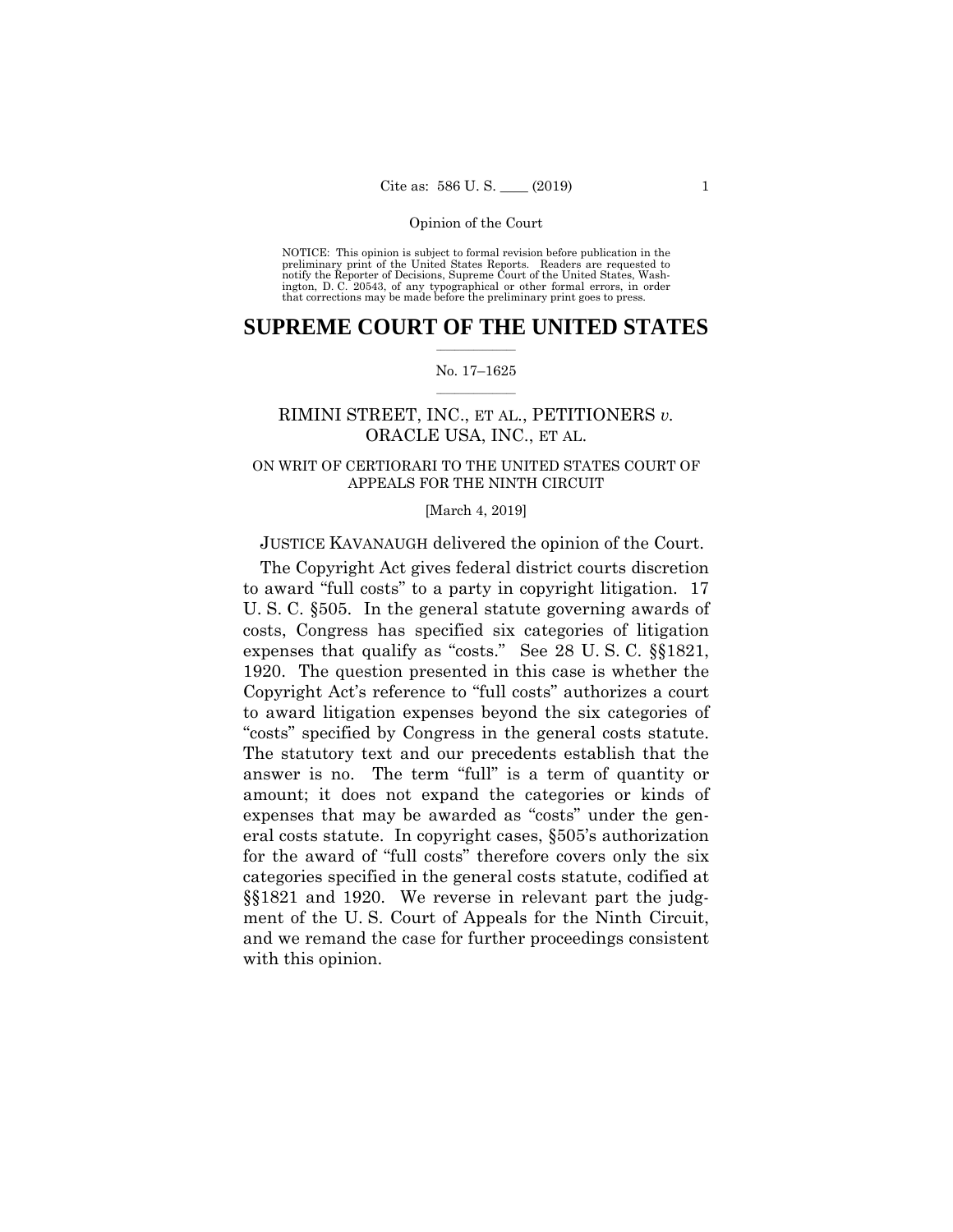Opinion of the Court

NOTICE: This opinion is subject to formal revision before publication in the preliminary print of the United States Reports. Readers are requested to notify the Reporter of Decisions, Supreme Court of the United States, Washington, D. C. 20543, of any typographical or other formal errors, in order that corrections may be made before the preliminary print goes to press.

# SUPREME COURT OF THE UNITED STATES

No. 17–1625

RIMINI STREET, INC., ET AL., PETITIONERS *v.* ORACLE USA, INC., ET AL.

ON WRIT OF CERTIORARI TO THE UNITED STATES COURT OF APPEALS FOR THE NINTH CIRCUIT

[March 4, 2019]

JUSTICE KAVANAUGH delivered the opinion of the Court.

The Copyright Act gives federal district courts discretion to award "full costs" to a party in copyright litigation. 17 U. S. C. §505. In the general statute governing awards of costs, Congress has specified six categories of litigation expenses that qualify as "costs." See 28 U. S. C. §§1821, 1920. The question presented in this case is whether the Copyright Act's reference to "full costs" authorizes a court to award litigation expenses beyond the six categories of "costs" specified by Congress in the general costs statute. The statutory text and our precedents establish that the answer is no. The term "full" is a term of quantity or amount; it does not expand the categories or kinds of expenses that may be awarded as "costs" under the general costs statute. In copyright cases, §505's authorization for the award of "full costs" therefore covers only the six categories specified in the general costs statute, codified at §§1821 and 1920. We reverse in relevant part the judgment of the U. S. Court of Appeals for the Ninth Circuit, and we remand the case for further proceedings consistent with this opinion.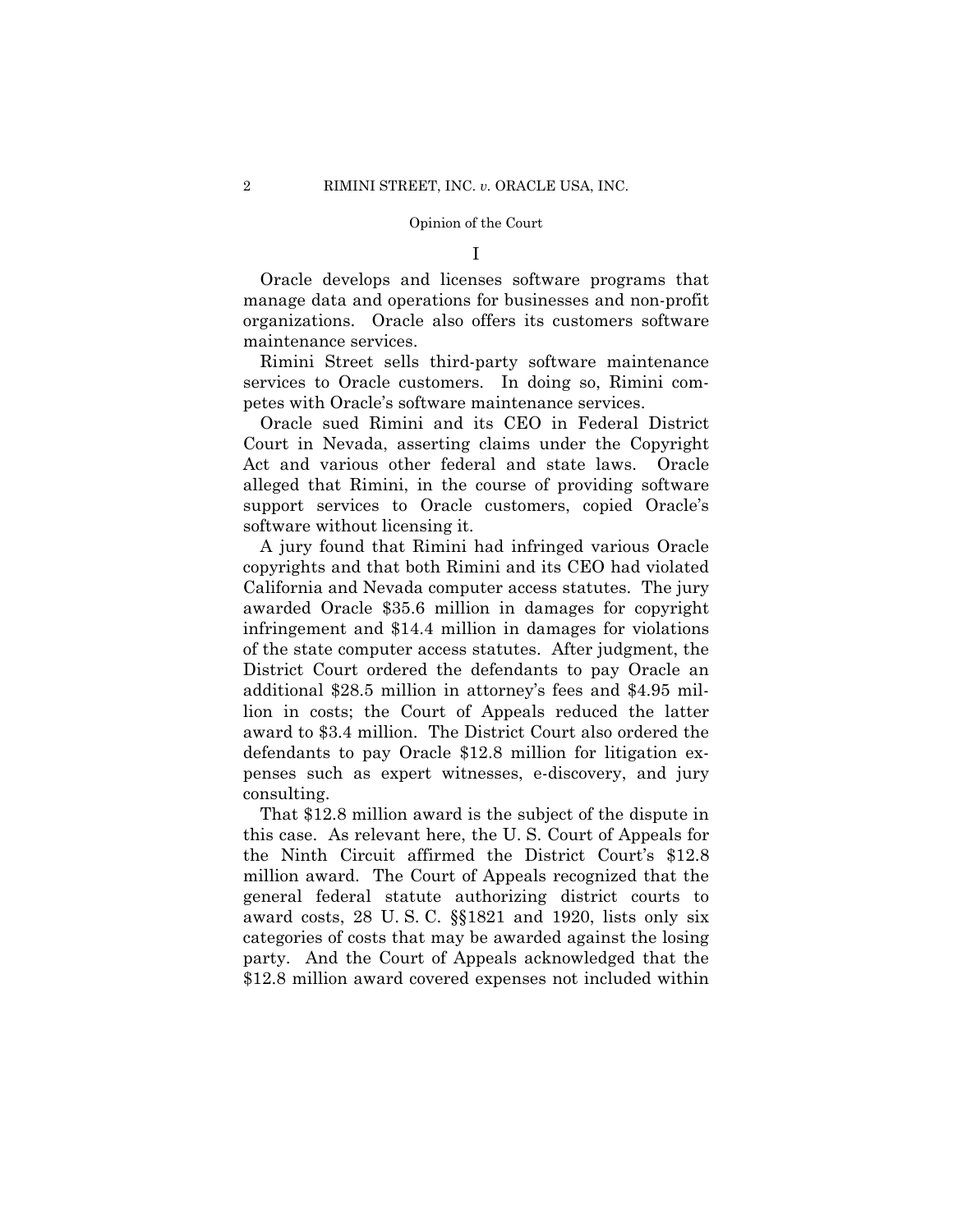I

Oracle develops and licenses software programs that manage data and operations for businesses and non-profit organizations. Oracle also offers its customers software maintenance services.

Rimini Street sells third-party software maintenance services to Oracle customers. In doing so, Rimini competes with Oracle's software maintenance services.

Oracle sued Rimini and its CEO in Federal District Court in Nevada, asserting claims under the Copyright Act and various other federal and state laws. Oracle alleged that Rimini, in the course of providing software support services to Oracle customers, copied Oracle's software without licensing it.

A jury found that Rimini had infringed various Oracle copyrights and that both Rimini and its CEO had violated California and Nevada computer access statutes. The jury awarded Oracle \$35.6 million in damages for copyright infringement and \$14.4 million in damages for violations of the state computer access statutes. After judgment, the District Court ordered the defendants to pay Oracle an additional \$28.5 million in attorney's fees and \$4.95 million in costs; the Court of Appeals reduced the latter award to \$3.4 million. The District Court also ordered the defendants to pay Oracle \$12.8 million for litigation expenses such as expert witnesses, e-discovery, and jury consulting.

That \$12.8 million award is the subject of the dispute in this case. As relevant here, the U. S. Court of Appeals for the Ninth Circuit affirmed the District Court's \$12.8 million award. The Court of Appeals recognized that the general federal statute authorizing district courts to award costs, 28 U. S. C. §§1821 and 1920, lists only six categories of costs that may be awarded against the losing party. And the Court of Appeals acknowledged that the \$12.8 million award covered expenses not included within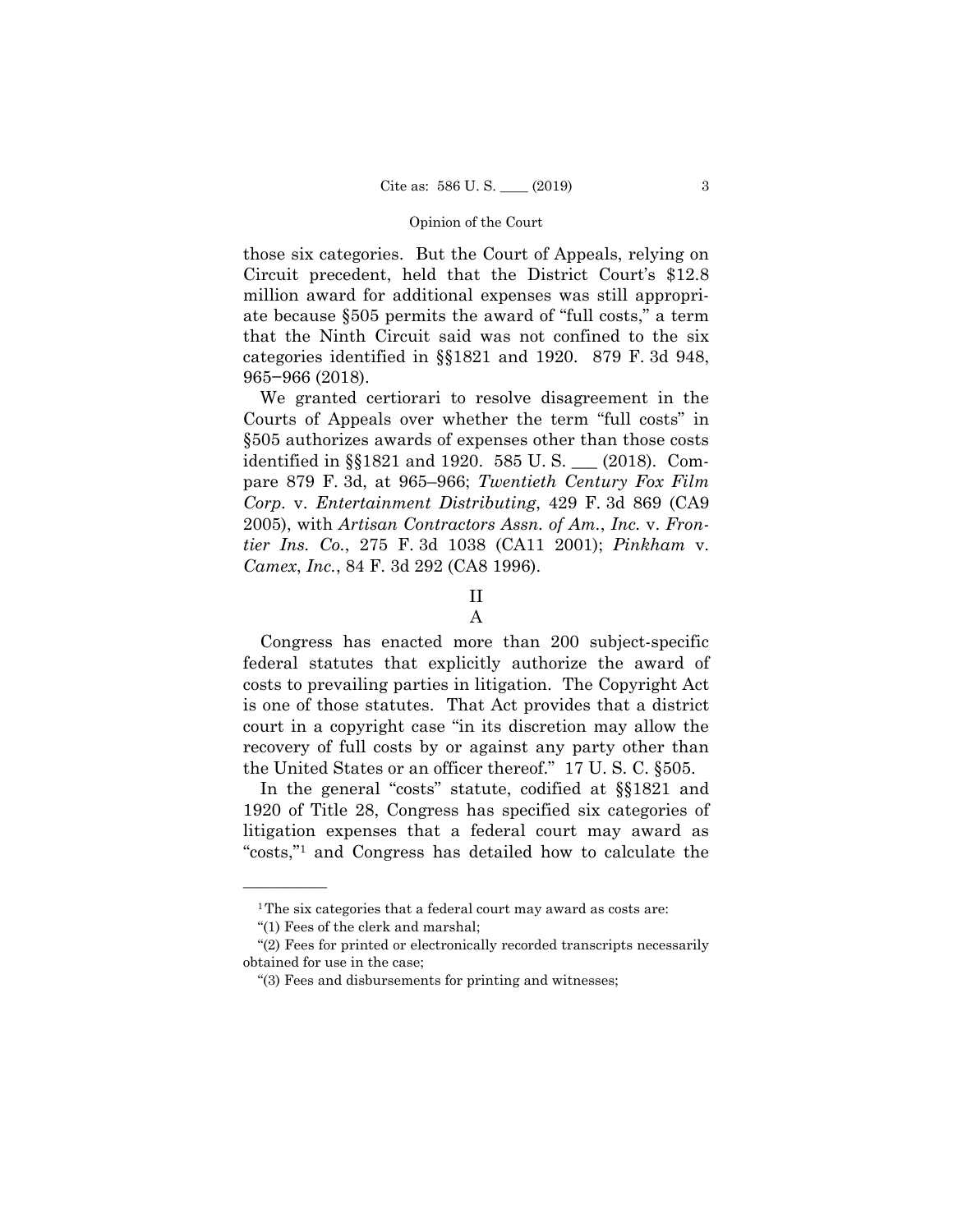those six categories. But the Court of Appeals, relying on Circuit precedent, held that the District Court's $12.8 million award for additional expenses was still appropriate because §505 permits the award of "full costs," a term that the Ninth Circuit said was not confined to the six categories identified in §§1821 and 1920. 879 F. 3d 948, 965−966 (2018).

We granted certiorari to resolve disagreement in the Courts of Appeals over whether the term "full costs" in §505 authorizes awards of expenses other than those costs identified in §§1821 and 1920. 585 U. S. ___ (2018). Compare 879 F. 3d, at 965–966; *Twentieth Century Fox Film Corp.* v. *Entertainment Distributing*, 429 F. 3d 869 (CA9 2005), with *Artisan Contractors Assn. of Am., Inc.* v. *Frontier Ins. Co.*, 275 F. 3d 1038 (CA11 2001); *Pinkham* v. *Camex, Inc.*, 84 F. 3d 292 (CA8 1996).

## II

### A

Congress has enacted more than 200 subject-specific federal statutes that explicitly authorize the award of costs to prevailing parties in litigation. The Copyright Act is one of those statutes. That Act provides that a district court in a copyright case "in its discretion may allow the recovery of full costs by or against any party other than the United States or an officer thereof." 17 U. S. C. §505.

In the general "costs" statute, codified at §§1821 and 1920 of Title 28, Congress has specified six categories of litigation expenses that a federal court may award as "costs,"[1] and Congress has detailed how to calculate the

---

[1] The six categories that a federal court may award as costs are:

"(1) Fees of the clerk and marshal;

"(2) Fees for printed or electronically recorded transcripts necessarily obtained for use in the case;

"(3) Fees and disbursements for printing and witnesses;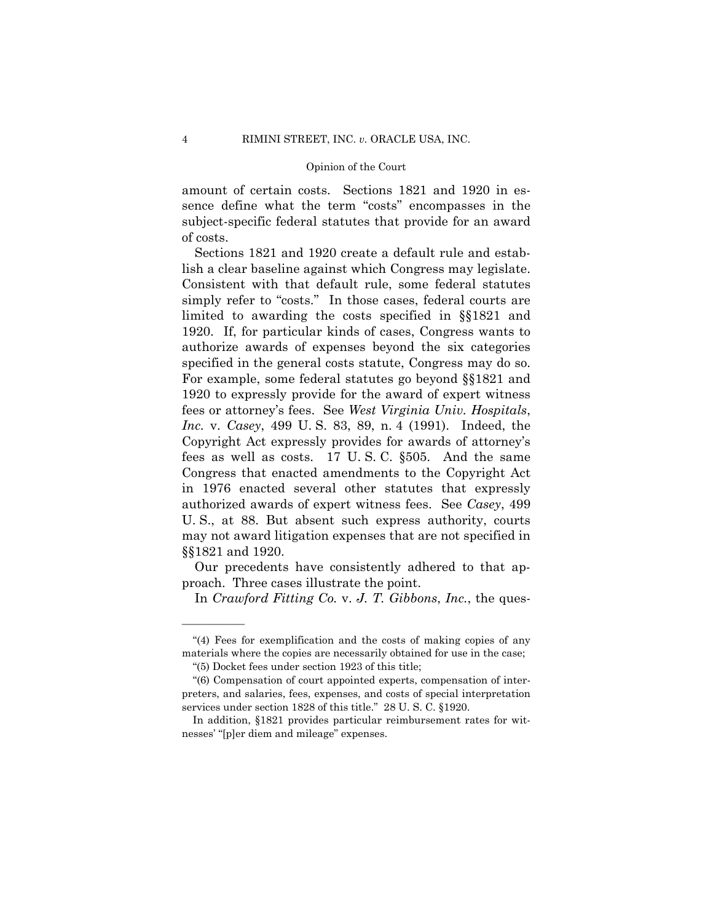amount of certain costs. Sections 1821 and 1920 in essence define what the term "costs" encompasses in the subject-specific federal statutes that provide for an award of costs.

Sections 1821 and 1920 create a default rule and establish a clear baseline against which Congress may legislate. Consistent with that default rule, some federal statutes simply refer to "costs." In those cases, federal courts are limited to awarding the costs specified in §§1821 and 1920. If, for particular kinds of cases, Congress wants to authorize awards of expenses beyond the six categories specified in the general costs statute, Congress may do so. For example, some federal statutes go beyond §§1821 and 1920 to expressly provide for the award of expert witness fees or attorney's fees. See *West Virginia Univ. Hospitals, Inc.* v. *Casey*, 499 U. S. 83, 89, n. 4 (1991). Indeed, the Copyright Act expressly provides for awards of attorney's fees as well as costs. 17 U. S. C. §505. And the same Congress that enacted amendments to the Copyright Act in 1976 enacted several other statutes that expressly authorized awards of expert witness fees. See *Casey*, 499 U. S., at 88. But absent such express authority, courts may not award litigation expenses that are not specified in §§1821 and 1920.

Our precedents have consistently adhered to that approach. Three cases illustrate the point.

In *Crawford Fitting Co.* v. *J. T. Gibbons, Inc.*, the ques-

---

"(4) Fees for exemplification and the costs of making copies of any materials where the copies are necessarily obtained for use in the case;

"(5) Docket fees under section 1923 of this title;

"(6) Compensation of court appointed experts, compensation of interpreters, and salaries, fees, expenses, and costs of special interpretation services under section 1828 of this title." 28 U. S. C. §1920.

In addition, §1821 provides particular reimbursement rates for witnesses' "[p]er diem and mileage" expenses.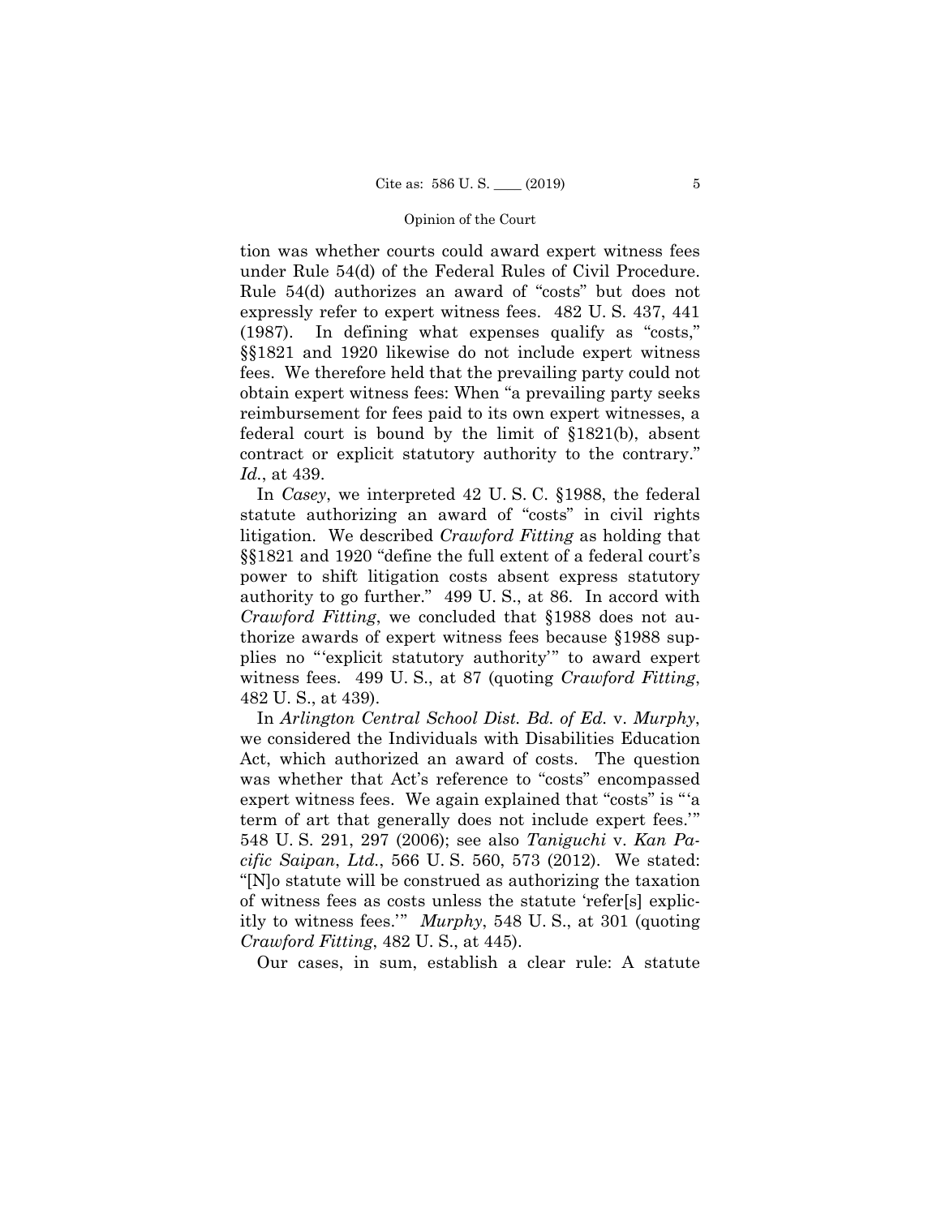tion was whether courts could award expert witness fees under Rule 54(d) of the Federal Rules of Civil Procedure. Rule 54(d) authorizes an award of "costs" but does not expressly refer to expert witness fees. 482 U. S. 437, 441 (1987). In defining what expenses qualify as "costs," §§1821 and 1920 likewise do not include expert witness fees. We therefore held that the prevailing party could not obtain expert witness fees: When "a prevailing party seeks reimbursement for fees paid to its own expert witnesses, a federal court is bound by the limit of §1821(b), absent contract or explicit statutory authority to the contrary." *Id.*, at 439.

In *Casey*, we interpreted 42 U. S. C. §1988, the federal statute authorizing an award of "costs" in civil rights litigation. We described *Crawford Fitting* as holding that §§1821 and 1920 "define the full extent of a federal court's power to shift litigation costs absent express statutory authority to go further." 499 U. S., at 86. In accord with *Crawford Fitting*, we concluded that §1988 does not authorize awards of expert witness fees because §1988 supplies no "'explicit statutory authority'" to award expert witness fees. 499 U. S., at 87 (quoting *Crawford Fitting*, 482 U. S., at 439).

In *Arlington Central School Dist. Bd. of Ed.* v. *Murphy*, we considered the Individuals with Disabilities Education Act, which authorized an award of costs. The question was whether that Act's reference to "costs" encompassed expert witness fees. We again explained that "costs" is "'a term of art that generally does not include expert fees.'" 548 U. S. 291, 297 (2006); see also *Taniguchi* v. *Kan Pacific Saipan*, *Ltd.*, 566 U. S. 560, 573 (2012). We stated: "[N]o statute will be construed as authorizing the taxation of witness fees as costs unless the statute 'refer[s] explicitly to witness fees.'" *Murphy*, 548 U. S., at 301 (quoting *Crawford Fitting*, 482 U. S., at 445).

Our cases, in sum, establish a clear rule: A statute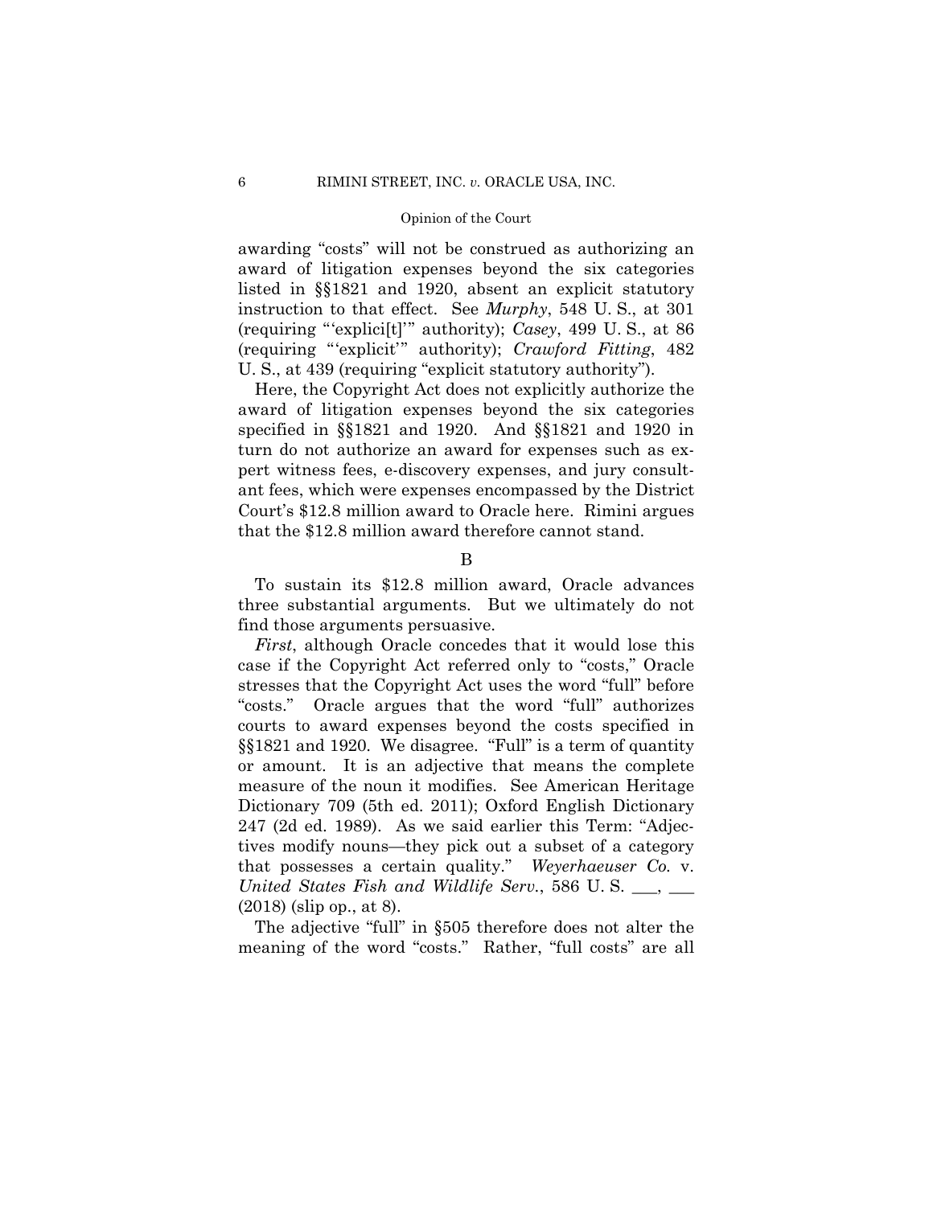awarding "costs" will not be construed as authorizing an award of litigation expenses beyond the six categories listed in §§1821 and 1920, absent an explicit statutory instruction to that effect. See *Murphy*, 548 U. S., at 301 (requiring "'explici[t]'" authority); *Casey*, 499 U. S., at 86 (requiring "'explicit'" authority); *Crawford Fitting*, 482 U. S., at 439 (requiring "explicit statutory authority").

Here, the Copyright Act does not explicitly authorize the award of litigation expenses beyond the six categories specified in §§1821 and 1920. And §§1821 and 1920 in turn do not authorize an award for expenses such as expert witness fees, e-discovery expenses, and jury consultant fees, which were expenses encompassed by the District Court's $12.8 million award to Oracle here. Rimini argues that the $12.8 million award therefore cannot stand.

B

To sustain its $12.8 million award, Oracle advances three substantial arguments. But we ultimately do not find those arguments persuasive.

*First*, although Oracle concedes that it would lose this case if the Copyright Act referred only to "costs," Oracle stresses that the Copyright Act uses the word "full" before "costs." Oracle argues that the word "full" authorizes courts to award expenses beyond the costs specified in §§1821 and 1920. We disagree. "Full" is a term of quantity or amount. It is an adjective that means the complete measure of the noun it modifies. See American Heritage Dictionary 709 (5th ed. 2011); Oxford English Dictionary 247 (2d ed. 1989). As we said earlier this Term: "Adjectives modify nouns—they pick out a subset of a category that possesses a certain quality." *Weyerhaeuser Co.* v. *United States Fish and Wildlife Serv.*, 586 U. S. \_\_\_, \_\_\_ (2018) (slip op., at 8).

The adjective "full" in §505 therefore does not alter the meaning of the word "costs." Rather, "full costs" are all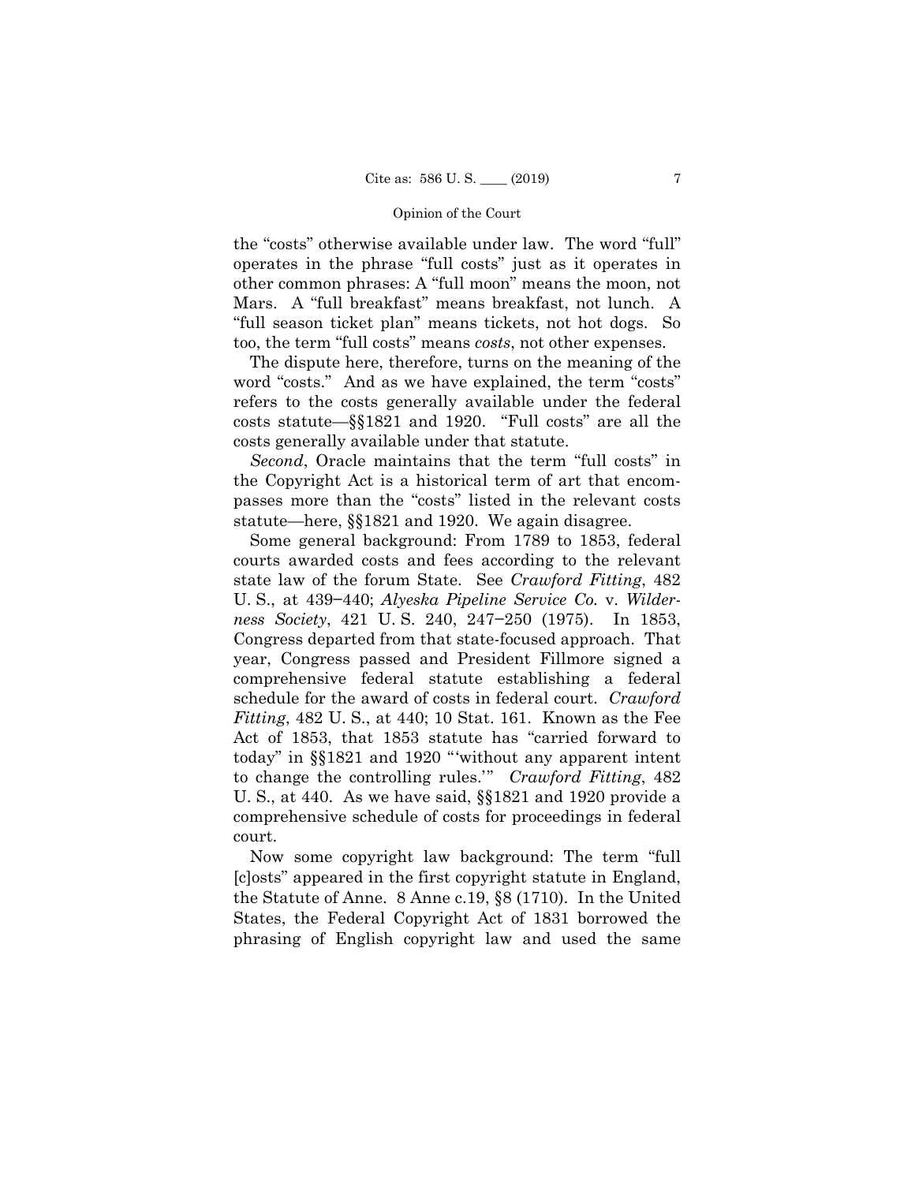the "costs" otherwise available under law. The word "full" operates in the phrase "full costs" just as it operates in other common phrases: A "full moon" means the moon, not Mars. A "full breakfast" means breakfast, not lunch. A "full season ticket plan" means tickets, not hot dogs. So too, the term "full costs" means *costs*, not other expenses.

The dispute here, therefore, turns on the meaning of the word "costs." And as we have explained, the term "costs" refers to the costs generally available under the federal costs statute—§§1821 and 1920. "Full costs" are all the costs generally available under that statute.

*Second*, Oracle maintains that the term "full costs" in the Copyright Act is a historical term of art that encompasses more than the "costs" listed in the relevant costs statute—here, §§1821 and 1920. We again disagree.

Some general background: From 1789 to 1853, federal courts awarded costs and fees according to the relevant state law of the forum State. See *Crawford Fitting*, 482 U. S., at 439–440; *Alyeska Pipeline Service Co.* v. *Wilderness Society*, 421 U. S. 240, 247–250 (1975). In 1853, Congress departed from that state-focused approach. That year, Congress passed and President Fillmore signed a comprehensive federal statute establishing a federal schedule for the award of costs in federal court. *Crawford Fitting*, 482 U. S., at 440; 10 Stat. 161. Known as the Fee Act of 1853, that 1853 statute has "carried forward to today" in §§1821 and 1920 "'without any apparent intent to change the controlling rules.'" *Crawford Fitting*, 482 U. S., at 440. As we have said, §§1821 and 1920 provide a comprehensive schedule of costs for proceedings in federal court.

Now some copyright law background: The term "full [c]osts" appeared in the first copyright statute in England, the Statute of Anne. 8 Anne c.19, §8 (1710). In the United States, the Federal Copyright Act of 1831 borrowed the phrasing of English copyright law and used the same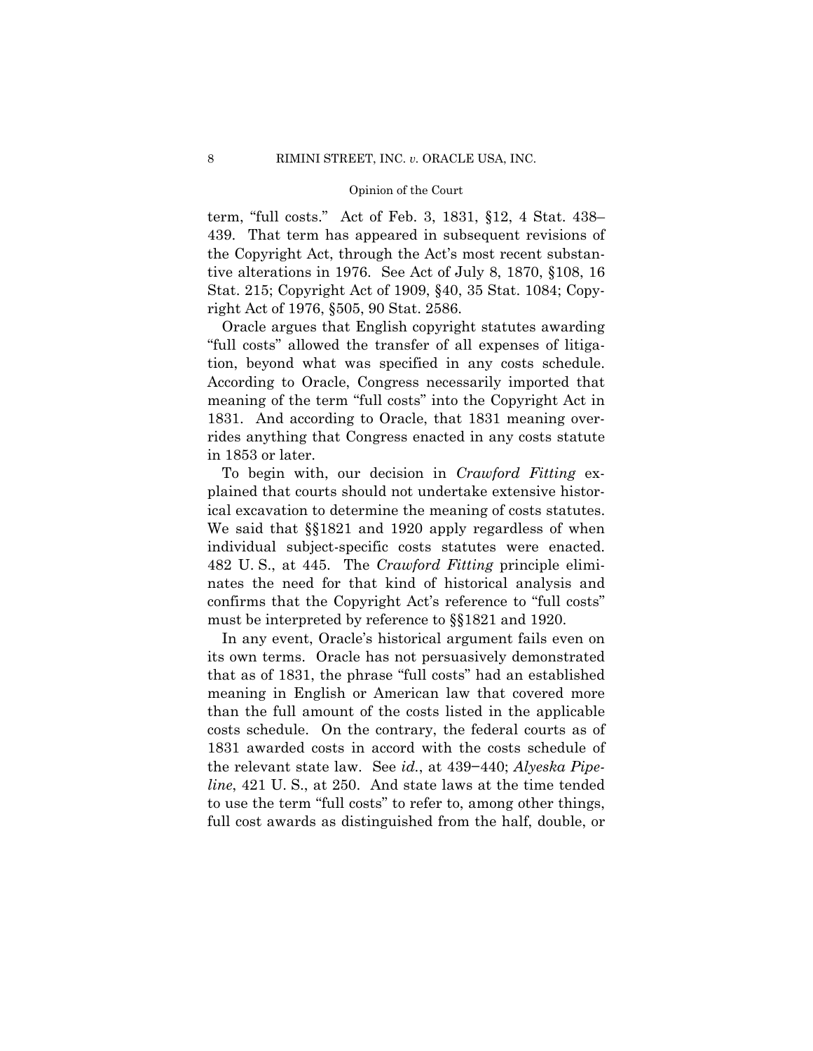term, "full costs." Act of Feb. 3, 1831, §12, 4 Stat. 438–439. That term has appeared in subsequent revisions of the Copyright Act, through the Act's most recent substantive alterations in 1976. See Act of July 8, 1870, §108, 16 Stat. 215; Copyright Act of 1909, §40, 35 Stat. 1084; Copyright Act of 1976, §505, 90 Stat. 2586.

Oracle argues that English copyright statutes awarding "full costs" allowed the transfer of all expenses of litigation, beyond what was specified in any costs schedule. According to Oracle, Congress necessarily imported that meaning of the term "full costs" into the Copyright Act in 1831. And according to Oracle, that 1831 meaning overrides anything that Congress enacted in any costs statute in 1853 or later.

To begin with, our decision in *Crawford Fitting* explained that courts should not undertake extensive historical excavation to determine the meaning of costs statutes. We said that §§1821 and 1920 apply regardless of when individual subject-specific costs statutes were enacted. 482 U. S., at 445. The *Crawford Fitting* principle eliminates the need for that kind of historical analysis and confirms that the Copyright Act's reference to "full costs" must be interpreted by reference to §§1821 and 1920.

In any event, Oracle's historical argument fails even on its own terms. Oracle has not persuasively demonstrated that as of 1831, the phrase "full costs" had an established meaning in English or American law that covered more than the full amount of the costs listed in the applicable costs schedule. On the contrary, the federal courts as of 1831 awarded costs in accord with the costs schedule of the relevant state law. See *id.*, at 439−440; *Alyeska Pipeline*, 421 U. S., at 250. And state laws at the time tended to use the term "full costs" to refer to, among other things, full cost awards as distinguished from the half, double, or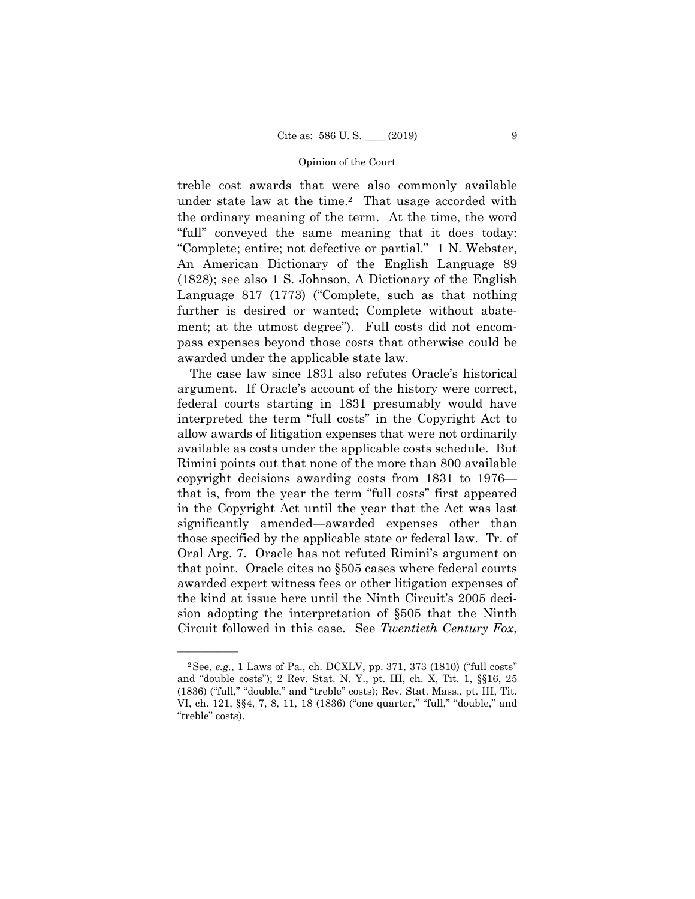treble cost awards that were also commonly available under state law at the time.[2] That usage accorded with the ordinary meaning of the term. At the time, the word "full" conveyed the same meaning that it does today: "Complete; entire; not defective or partial." 1 N. Webster, An American Dictionary of the English Language 89 (1828); see also 1 S. Johnson, A Dictionary of the English Language 817 (1773) ("Complete, such as that nothing further is desired or wanted; Complete without abatement; at the utmost degree"). Full costs did not encompass expenses beyond those costs that otherwise could be awarded under the applicable state law.

The case law since 1831 also refutes Oracle's historical argument. If Oracle's account of the history were correct, federal courts starting in 1831 presumably would have interpreted the term "full costs" in the Copyright Act to allow awards of litigation expenses that were not ordinarily available as costs under the applicable costs schedule. But Rimini points out that none of the more than 800 available copyright decisions awarding costs from 1831 to 1976—that is, from the year the term "full costs" first appeared in the Copyright Act until the year that the Act was last significantly amended—awarded expenses other than those specified by the applicable state or federal law. Tr. of Oral Arg. 7. Oracle has not refuted Rimini's argument on that point. Oracle cites no §505 cases where federal courts awarded expert witness fees or other litigation expenses of the kind at issue here until the Ninth Circuit's 2005 decision adopting the interpretation of §505 that the Ninth Circuit followed in this case. See *Twentieth Century Fox*,

---

[2] See, *e.g.*, 1 Laws of Pa., ch. DCXLV, pp. 371, 373 (1810) ("full costs" and "double costs"); 2 Rev. Stat. N. Y., pt. III, ch. X, Tit. 1, §§16, 25 (1836) ("full," "double," and "treble" costs); Rev. Stat. Mass., pt. III, Tit. VI, ch. 121, §§4, 7, 8, 11, 18 (1836) ("one quarter," "full," "double," and "treble" costs).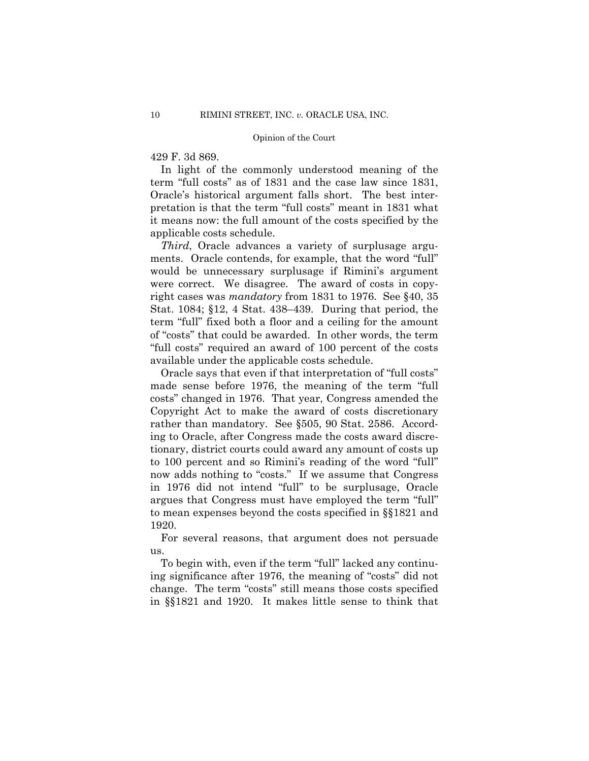429 F. 3d 869.

In light of the commonly understood meaning of the term "full costs" as of 1831 and the case law since 1831, Oracle's historical argument falls short. The best interpretation is that the term "full costs" meant in 1831 what it means now: the full amount of the costs specified by the applicable costs schedule.

*Third*, Oracle advances a variety of surplusage arguments. Oracle contends, for example, that the word "full" would be unnecessary surplusage if Rimini's argument were correct. We disagree. The award of costs in copyright cases was *mandatory* from 1831 to 1976. See §40, 35 Stat. 1084; §12, 4 Stat. 438–439. During that period, the term "full" fixed both a floor and a ceiling for the amount of "costs" that could be awarded. In other words, the term "full costs" required an award of 100 percent of the costs available under the applicable costs schedule.

Oracle says that even if that interpretation of "full costs" made sense before 1976, the meaning of the term "full costs" changed in 1976. That year, Congress amended the Copyright Act to make the award of costs discretionary rather than mandatory. See §505, 90 Stat. 2586. According to Oracle, after Congress made the costs award discretionary, district courts could award any amount of costs up to 100 percent and so Rimini's reading of the word "full" now adds nothing to "costs." If we assume that Congress in 1976 did not intend "full" to be surplusage, Oracle argues that Congress must have employed the term "full" to mean expenses beyond the costs specified in §§1821 and 1920.

For several reasons, that argument does not persuade us.

To begin with, even if the term "full" lacked any continuing significance after 1976, the meaning of "costs" did not change. The term "costs" still means those costs specified in §§1821 and 1920. It makes little sense to think that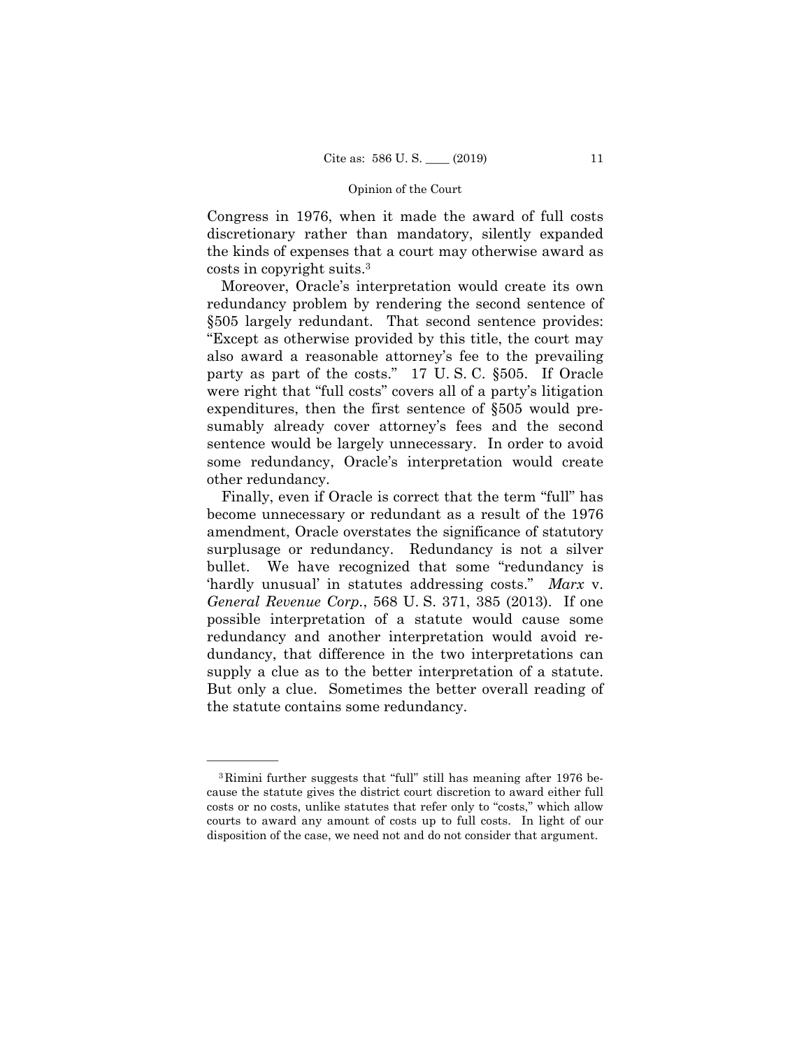Congress in 1976, when it made the award of full costs discretionary rather than mandatory, silently expanded the kinds of expenses that a court may otherwise award as costs in copyright suits.[3]

Moreover, Oracle's interpretation would create its own redundancy problem by rendering the second sentence of §505 largely redundant. That second sentence provides: "Except as otherwise provided by this title, the court may also award a reasonable attorney's fee to the prevailing party as part of the costs." 17 U. S. C. §505. If Oracle were right that "full costs" covers all of a party's litigation expenditures, then the first sentence of §505 would presumably already cover attorney's fees and the second sentence would be largely unnecessary. In order to avoid some redundancy, Oracle's interpretation would create other redundancy.

Finally, even if Oracle is correct that the term "full" has become unnecessary or redundant as a result of the 1976 amendment, Oracle overstates the significance of statutory surplusage or redundancy. Redundancy is not a silver bullet. We have recognized that some "redundancy is 'hardly unusual' in statutes addressing costs." *Marx* v. *General Revenue Corp.*, 568 U. S. 371, 385 (2013). If one possible interpretation of a statute would cause some redundancy and another interpretation would avoid redundancy, that difference in the two interpretations can supply a clue as to the better interpretation of a statute. But only a clue. Sometimes the better overall reading of the statute contains some redundancy.

---

[3] Rimini further suggests that "full" still has meaning after 1976 because the statute gives the district court discretion to award either full costs or no costs, unlike statutes that refer only to "costs," which allow courts to award any amount of costs up to full costs. In light of our disposition of the case, we need not and do not consider that argument.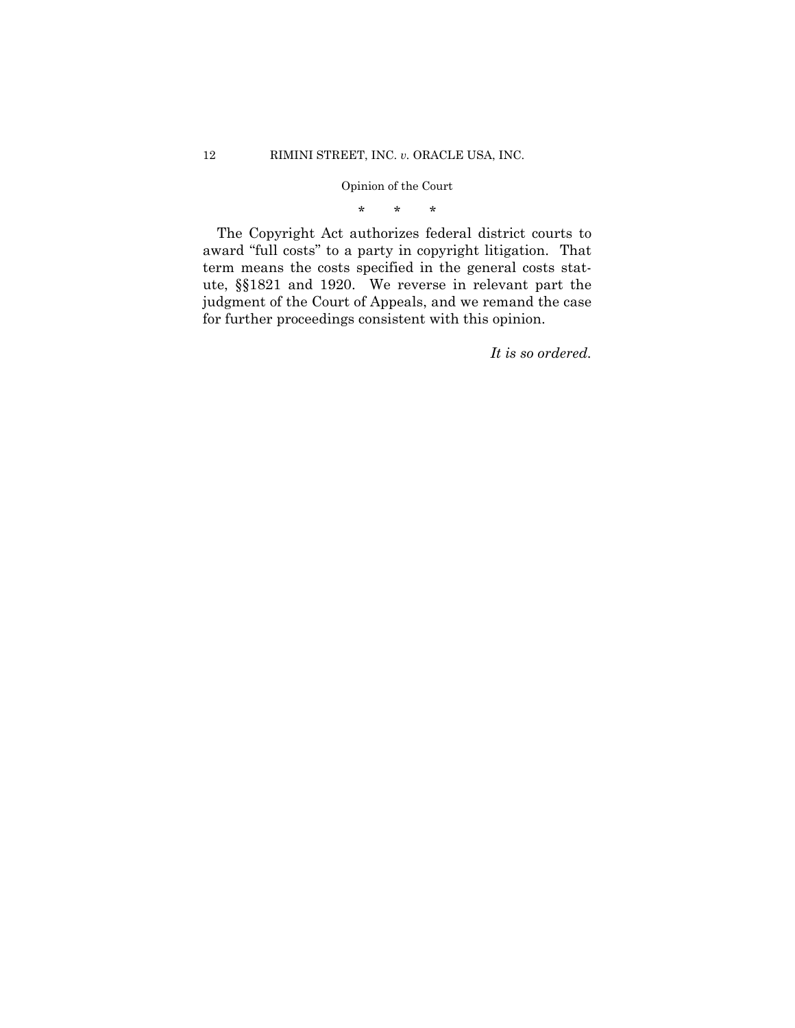\*   \*   \*

The Copyright Act authorizes federal district courts to award "full costs" to a party in copyright litigation. That term means the costs specified in the general costs statute, §§1821 and 1920. We reverse in relevant part the judgment of the Court of Appeals, and we remand the case for further proceedings consistent with this opinion.

*It is so ordered.*